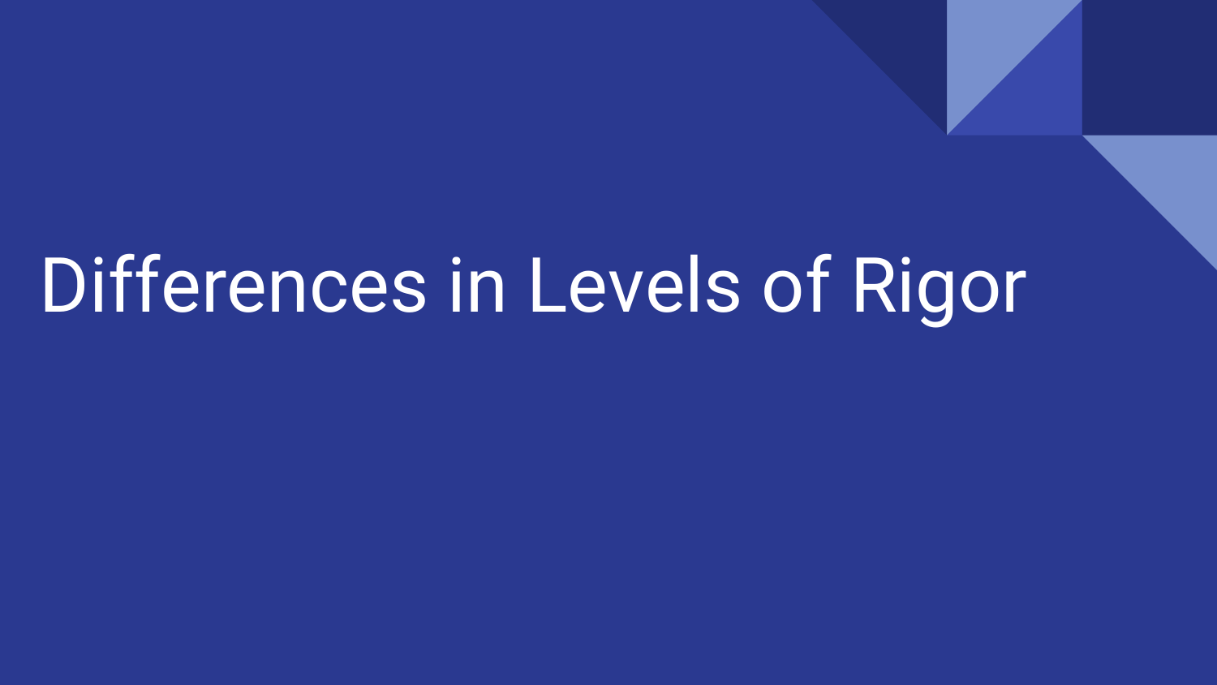# Differences in Levels of Rigor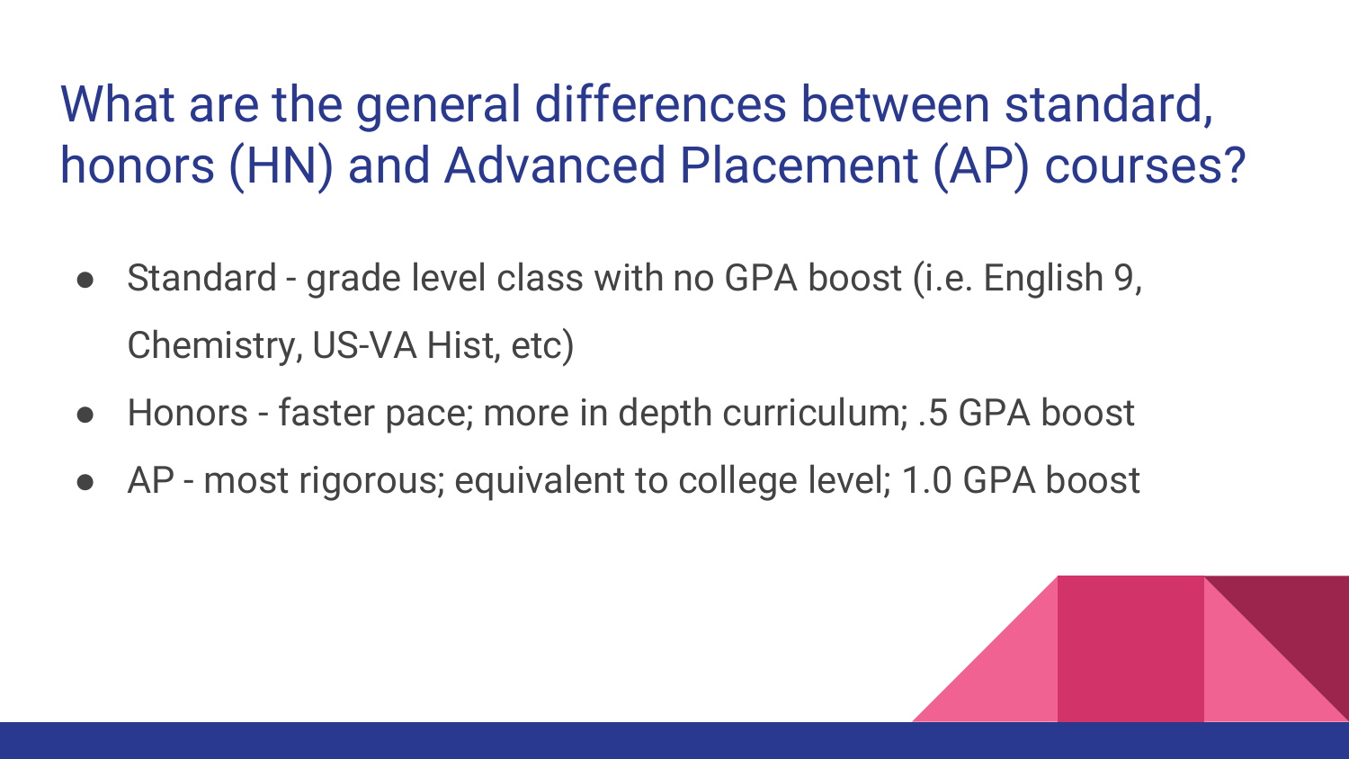# What are the general differences between standard, honors (HN) and Advanced Placement (AP) courses?

- Standard - grade level class with no GPA boost (i.e. English 9, Chemistry, US-VA Hist, etc)
- Honors - faster pace; more in depth curriculum; .5 GPA boost
- AP - most rigorous; equivalent to college level; 1.0 GPA boost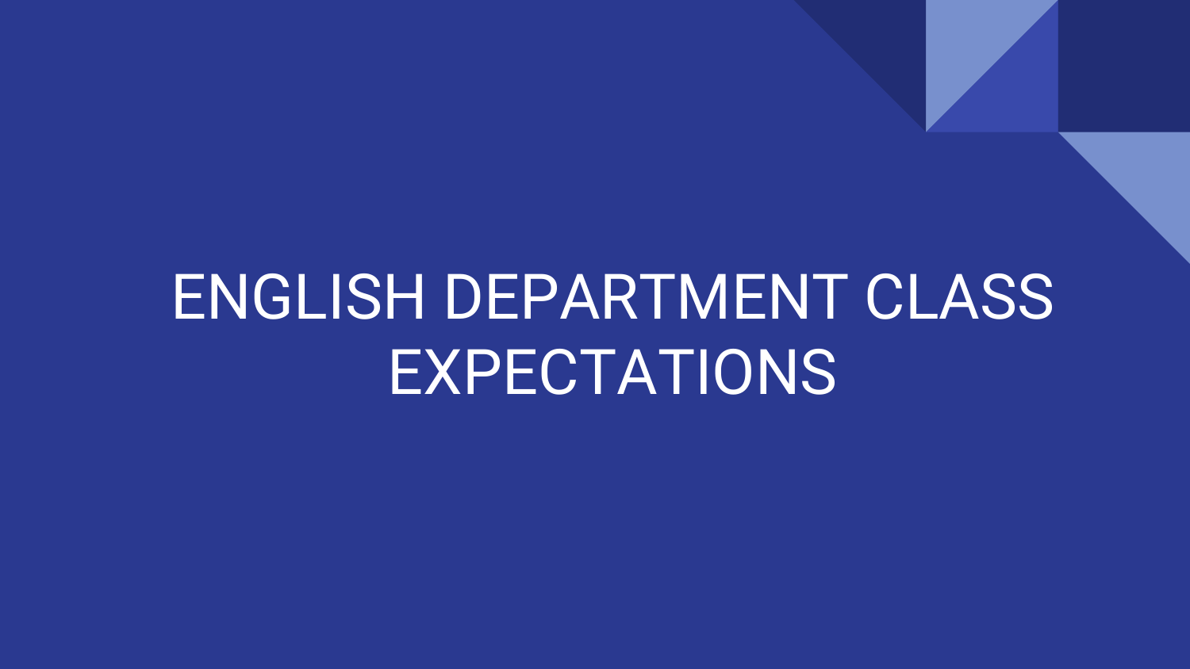# ENGLISH DEPARTMENT CLASS EXPECTATIONS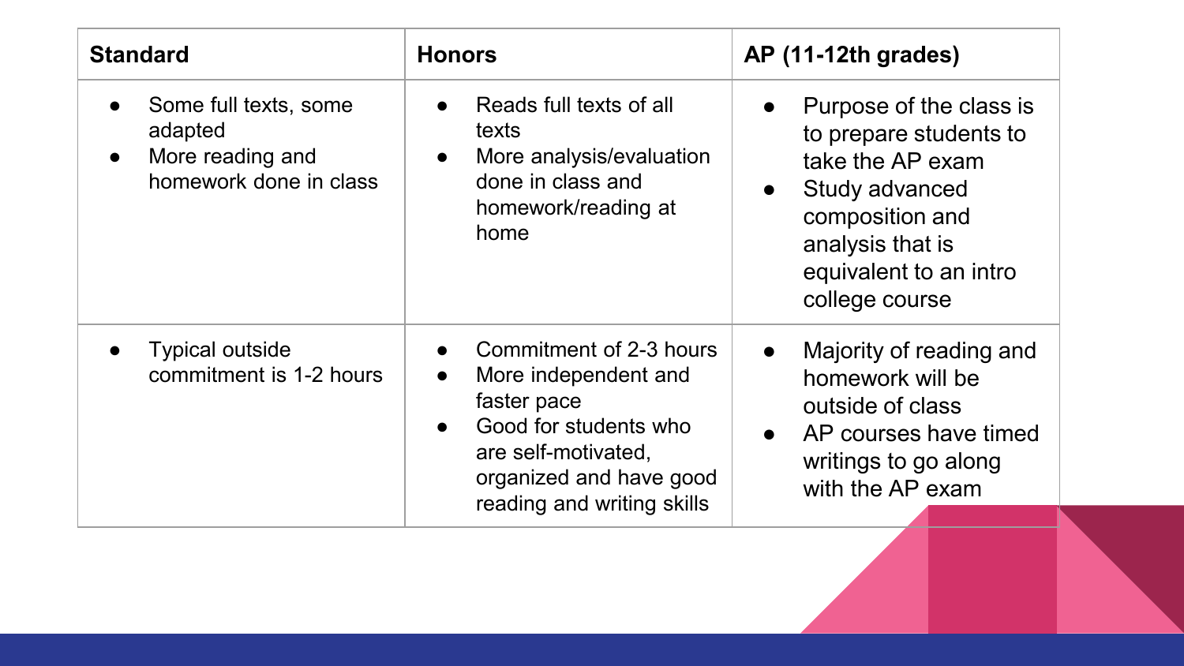| **Standard** | **Honors** | **AP (11-12th grades)** |
| --- | --- | --- |
| • Some full texts, some adapted<br>• More reading and homework done in class | • Reads full texts of all texts<br>• More analysis/evaluation done in class and homework/reading at home | • Purpose of the class is to prepare students to take the AP exam<br>• Study advanced composition and analysis that is equivalent to an intro college course |
| • Typical outside commitment is 1-2 hours | • Commitment of 2-3 hours<br>• More independent and faster pace<br>• Good for students who are self-motivated, organized and have good reading and writing skills | • Majority of reading and homework will be outside of class<br>• AP courses have timed writings to go along with the AP exam |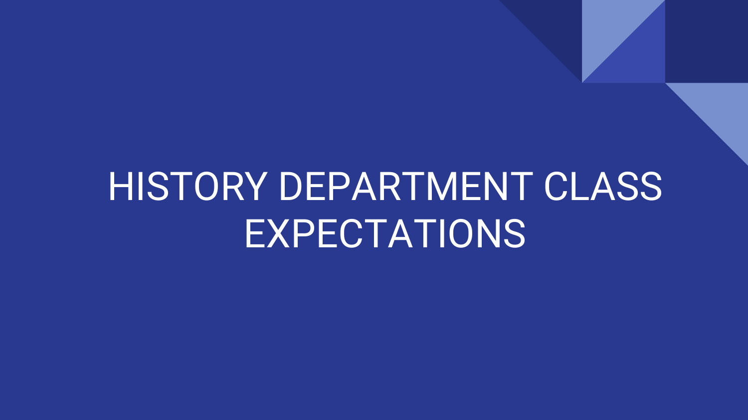# HISTORY DEPARTMENT CLASS EXPECTATIONS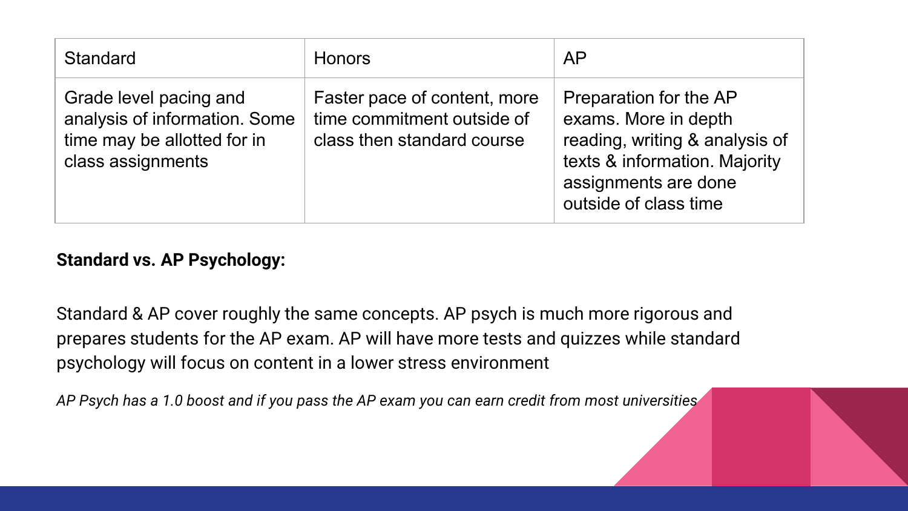| Standard | Honors | AP |
|---|---|---|
| Grade level pacing and analysis of information. Some time may be allotted for in class assignments | Faster pace of content, more time commitment outside of class then standard course | Preparation for the AP exams. More in depth reading, writing & analysis of texts & information. Majority assignments are done outside of class time |

**Standard vs. AP Psychology:**

Standard & AP cover roughly the same concepts. AP psych is much more rigorous and prepares students for the AP exam. AP will have more tests and quizzes while standard psychology will focus on content in a lower stress environment

*AP Psych has a 1.0 boost and if you pass the AP exam you can earn credit from most universities*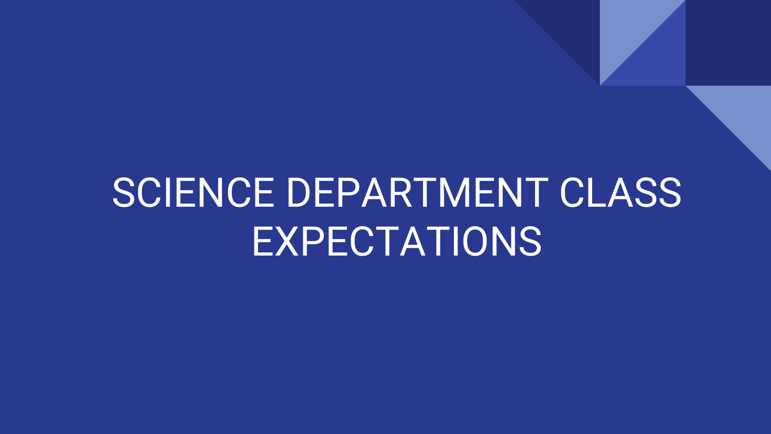# SCIENCE DEPARTMENT CLASS EXPECTATIONS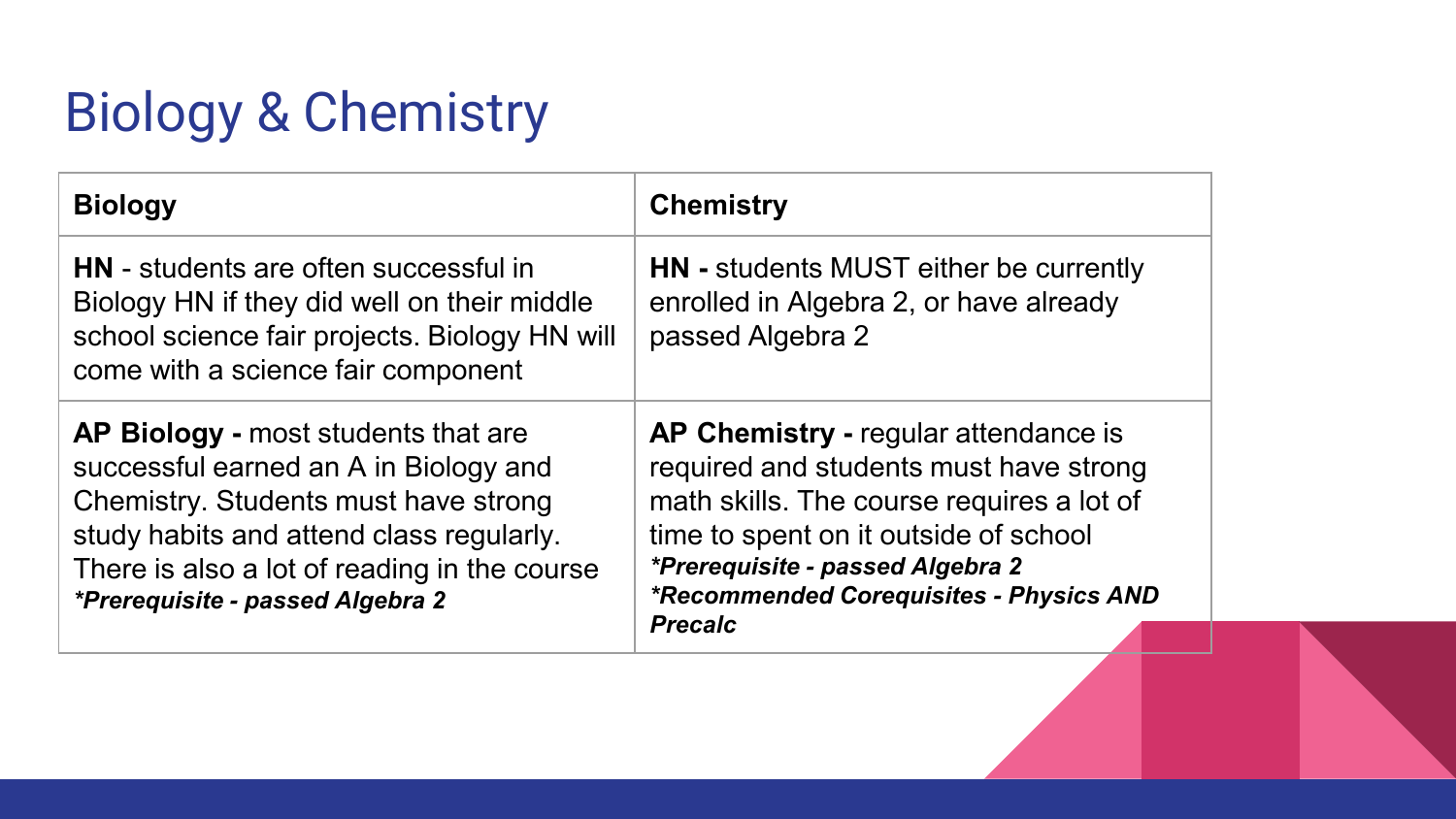# Biology & Chemistry

| Biology | Chemistry |
|---|---|
| **HN** - students are often successful in Biology HN if they did well on their middle school science fair projects. Biology HN will come with a science fair component | **HN -** students MUST either be currently enrolled in Algebra 2, or have already passed Algebra 2 |
| **AP Biology -** most students that are successful earned an A in Biology and Chemistry. Students must have strong study habits and attend class regularly. There is also a lot of reading in the course ***Prerequisite - passed Algebra 2*** | **AP Chemistry -** regular attendance is required and students must have strong math skills. The course requires a lot of time to spent on it outside of school ***Prerequisite - passed Algebra 2*** ***Recommended Corequisites - Physics AND Precalc*** |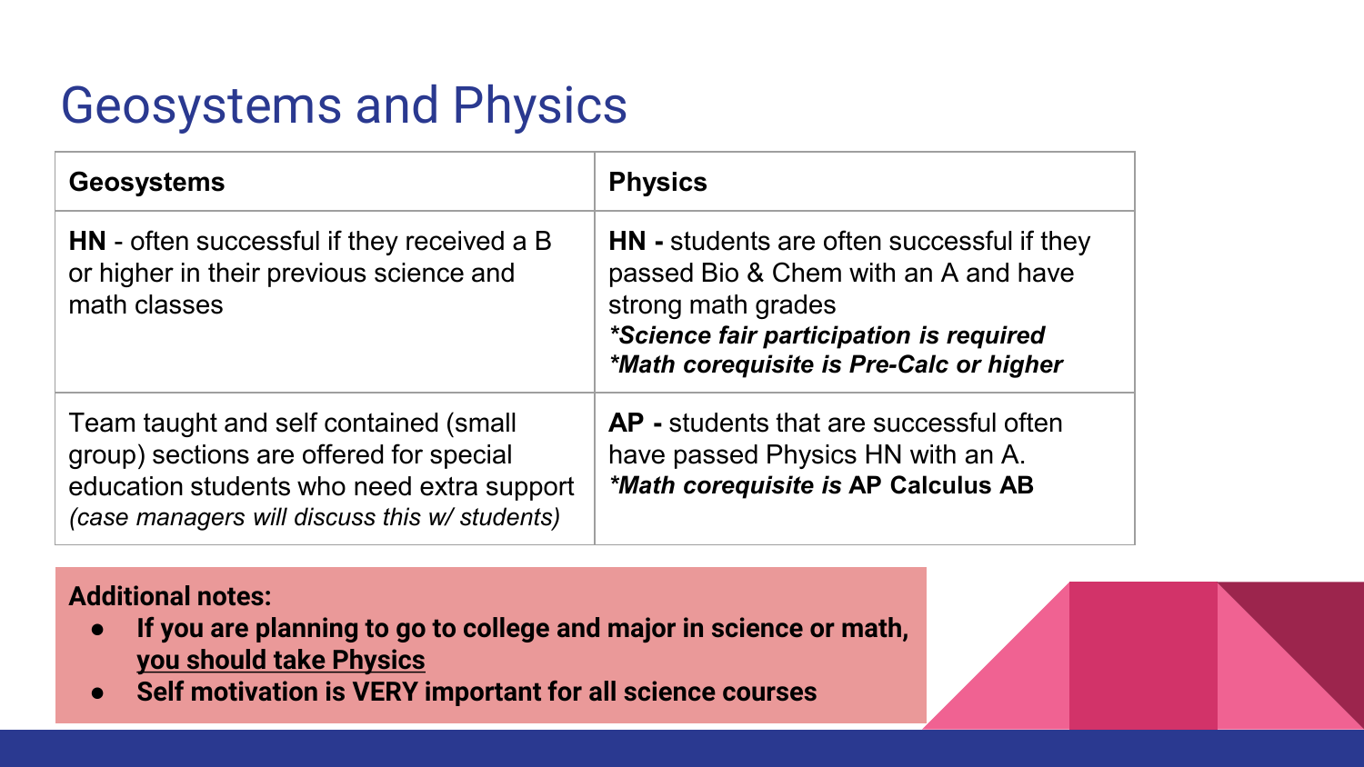# Geosystems and Physics

| **Geosystems** | **Physics** |
|---|---|
| **HN** - often successful if they received a B or higher in their previous science and math classes | **HN -** students are often successful if they passed Bio & Chem with an A and have strong math grades<br>***Science fair participation is required***<br>***Math corequisite is Pre-Calc or higher*** |
| Team taught and self contained (small group) sections are offered for special education students who need extra support *(case managers will discuss this w/ students)* | **AP -** students that are successful often have passed Physics HN with an A.<br>***Math corequisite is* AP Calculus AB** |

**Additional notes:**

- **If you are planning to go to college and major in science or math, <u>you should take Physics</u>**
- **Self motivation is VERY important for all science courses**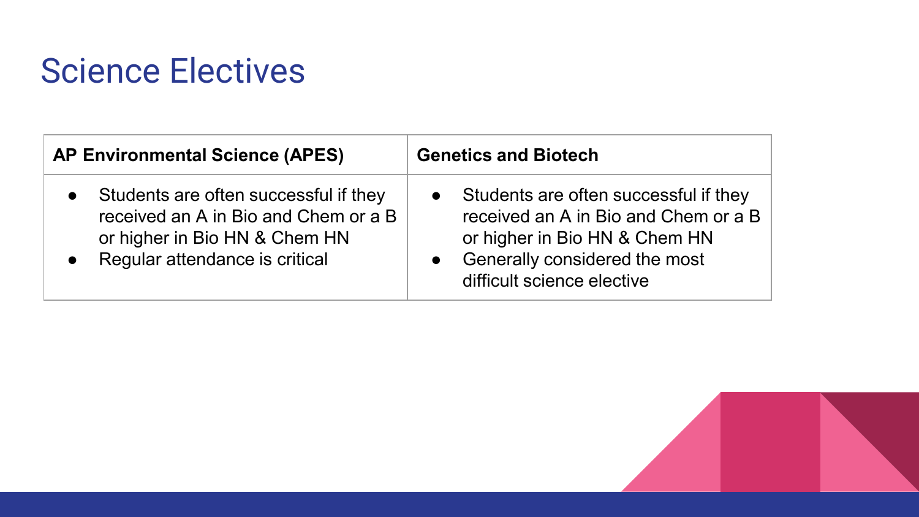# Science Electives

| AP Environmental Science (APES) | Genetics and Biotech |
| --- | --- |
| • Students are often successful if they received an A in Bio and Chem or a B or higher in Bio HN & Chem HN<br>• Regular attendance is critical | • Students are often successful if they received an A in Bio and Chem or a B or higher in Bio HN & Chem HN<br>• Generally considered the most difficult science elective |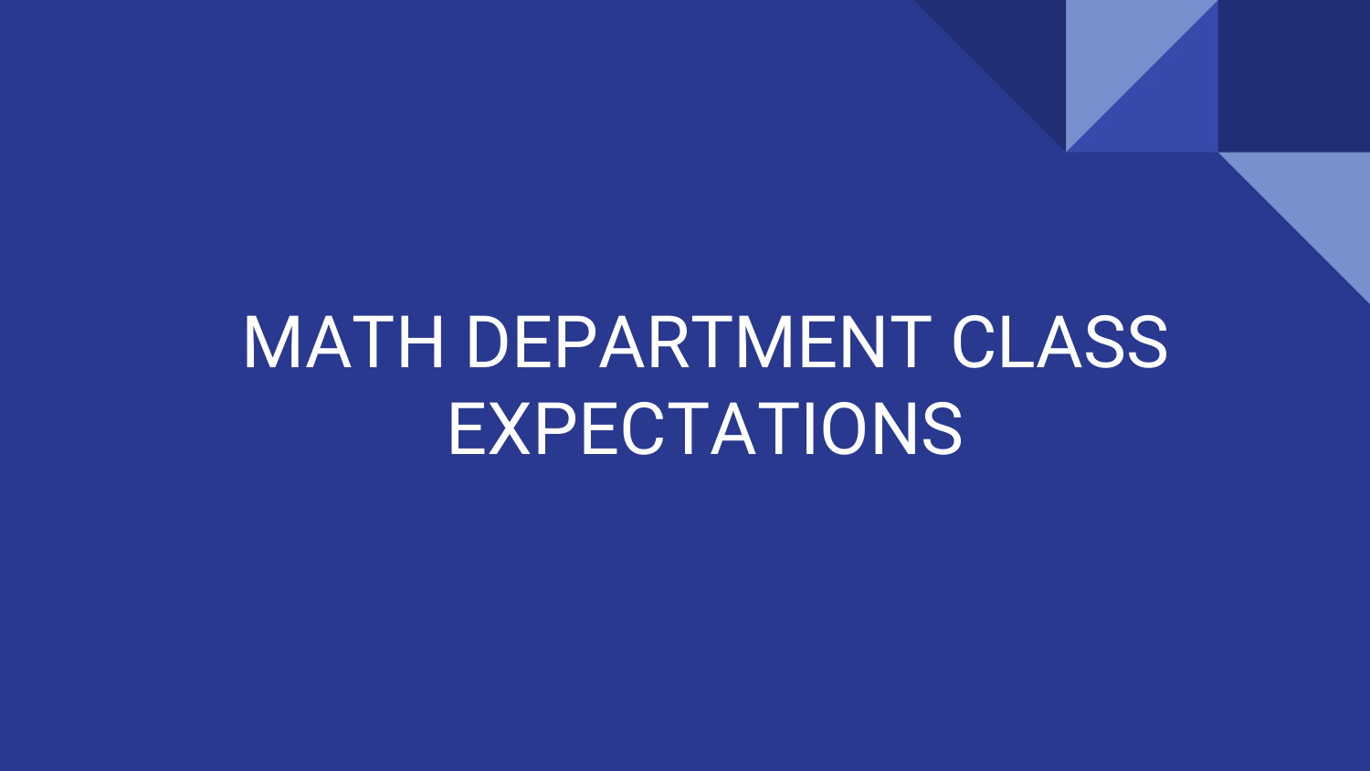# MATH DEPARTMENT CLASS EXPECTATIONS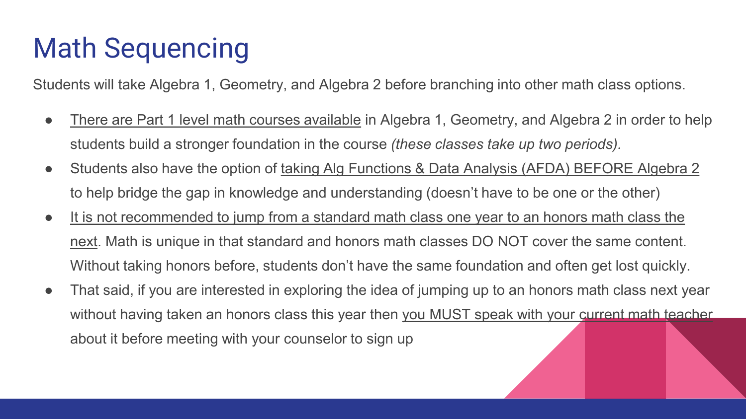# Math Sequencing

Students will take Algebra 1, Geometry, and Algebra 2 before branching into other math class options.

- <u>There are Part 1 level math courses available</u> in Algebra 1, Geometry, and Algebra 2 in order to help students build a stronger foundation in the course *(these classes take up two periods).*
- Students also have the option of <u>taking Alg Functions & Data Analysis (AFDA) BEFORE Algebra 2</u> to help bridge the gap in knowledge and understanding (doesn't have to be one or the other)
- <u>It is not recommended to jump from a standard math class one year to an honors math class the next</u>. Math is unique in that standard and honors math classes DO NOT cover the same content. Without taking honors before, students don't have the same foundation and often get lost quickly.
- That said, if you are interested in exploring the idea of jumping up to an honors math class next year without having taken an honors class this year then <u>you MUST speak with your current math teacher</u> about it before meeting with your counselor to sign up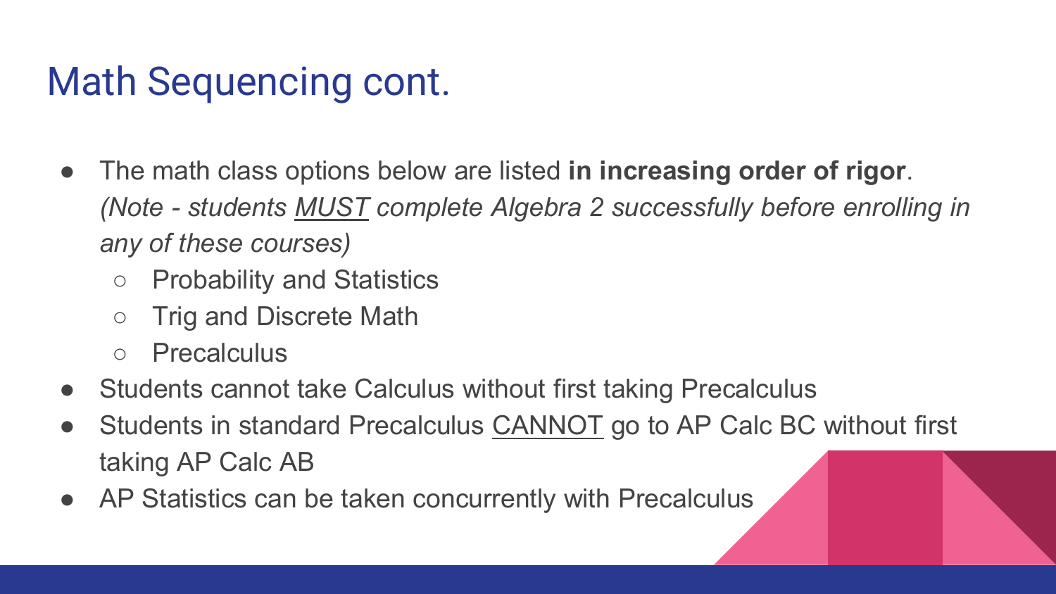# Math Sequencing cont.

- The math class options below are listed **in increasing order of rigor**. *(Note - students <u>MUST</u> complete Algebra 2 successfully before enrolling in any of these courses)*
  - Probability and Statistics
  - Trig and Discrete Math
  - Precalculus
- Students cannot take Calculus without first taking Precalculus
- Students in standard Precalculus <u>CANNOT</u> go to AP Calc BC without first taking AP Calc AB
- AP Statistics can be taken concurrently with Precalculus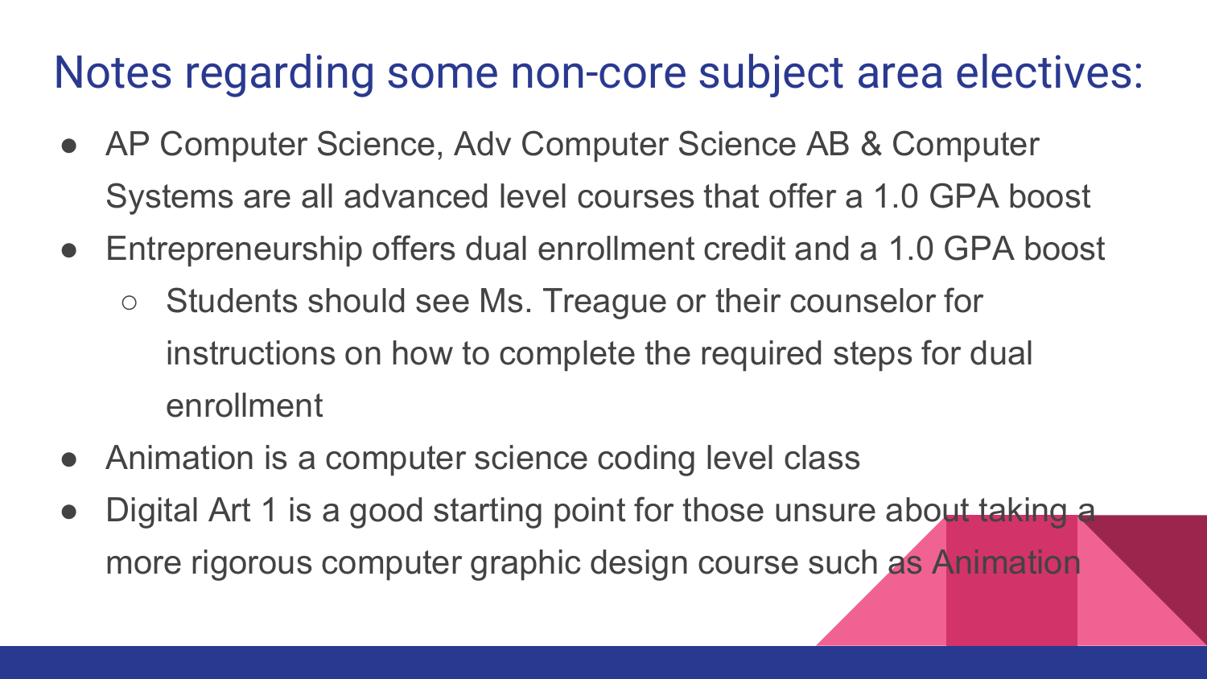# Notes regarding some non-core subject area electives:

- AP Computer Science, Adv Computer Science AB & Computer Systems are all advanced level courses that offer a 1.0 GPA boost
- Entrepreneurship offers dual enrollment credit and a 1.0 GPA boost
  - Students should see Ms. Treague or their counselor for instructions on how to complete the required steps for dual enrollment
- Animation is a computer science coding level class
- Digital Art 1 is a good starting point for those unsure about taking a more rigorous computer graphic design course such as Animation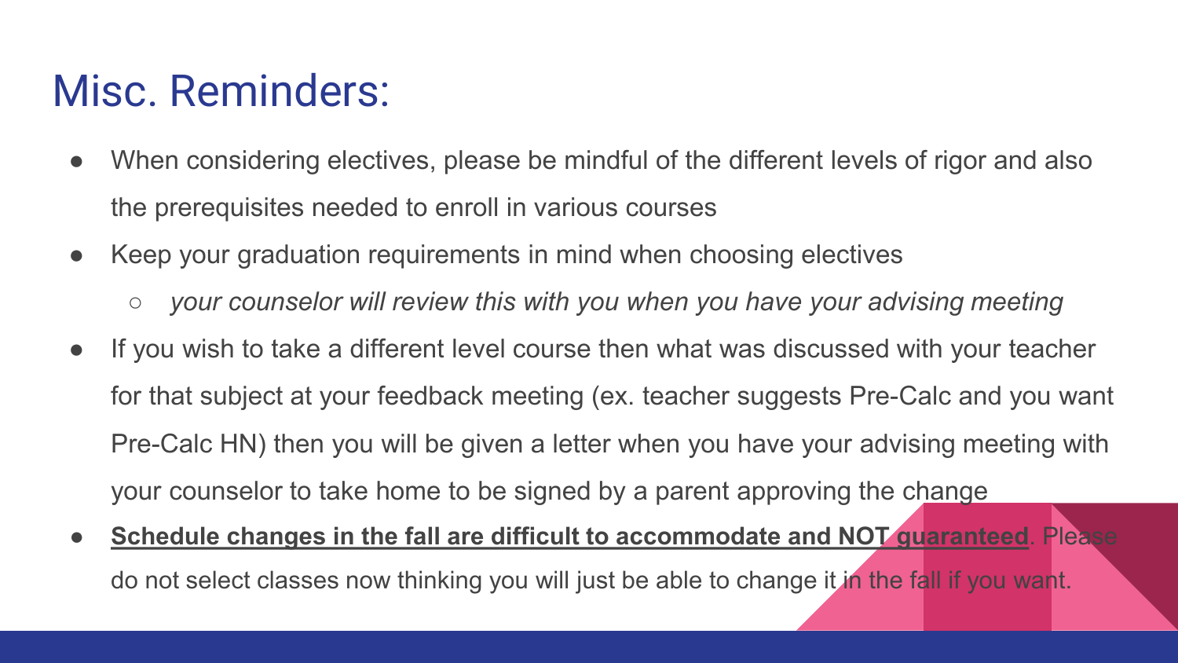# Misc. Reminders:

- When considering electives, please be mindful of the different levels of rigor and also the prerequisites needed to enroll in various courses
- Keep your graduation requirements in mind when choosing electives
  - *your counselor will review this with you when you have your advising meeting*
- If you wish to take a different level course then what was discussed with your teacher for that subject at your feedback meeting (ex. teacher suggests Pre-Calc and you want Pre-Calc HN) then you will be given a letter when you have your advising meeting with your counselor to take home to be signed by a parent approving the change
- **<u>Schedule changes in the fall are difficult to accommodate and NOT guaranteed</u>**. Please do not select classes now thinking you will just be able to change it in the fall if you want.